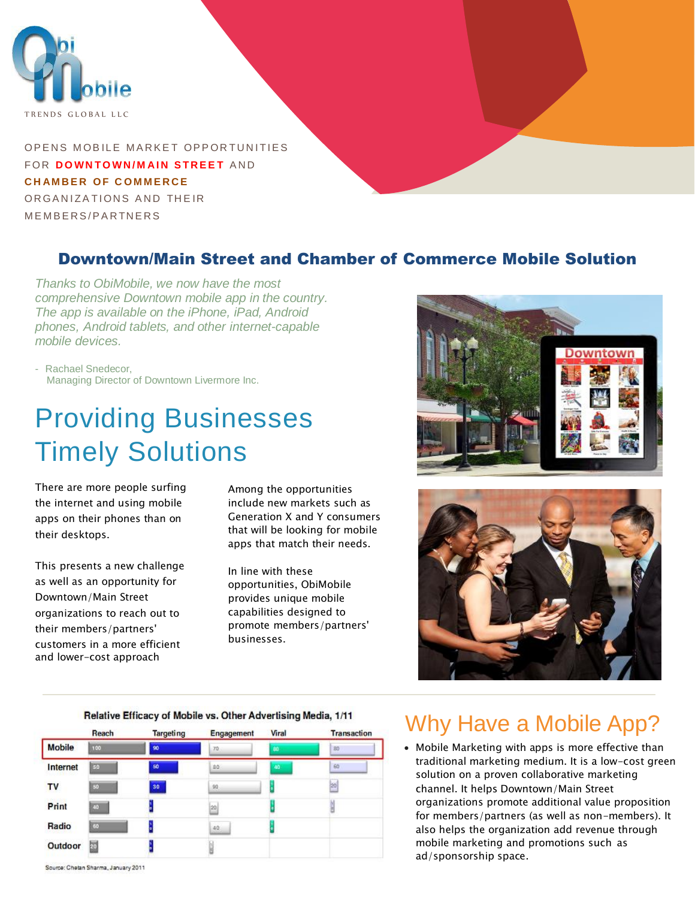ObiMobile

TRENDS GLOBAL LLC

OPENS MOBILE MARKET OPPORTUNITIES FOR **DOWNTOWN/MAIN STREET** AND **CHAMBER OF COMMERCE** ORGANIZATIONS AND THEIR MEMBERS/PARTNERS

## Downtown/Main Street and Chamber of Commerce Mobile Solution

*Thanks to ObiMobile, we now have the most comprehensive Downtown mobile app in the country. The app is available on the iPhone, iPad, Android phones, Android tablets, and other internet-capable mobile devices.*

- Rachael Snedecor,
  Managing Director of Downtown Livermore Inc.

# Providing Businesses Timely Solutions

There are more people surfing the internet and using mobile apps on their phones than on their desktops.

This presents a new challenge as well as an opportunity for Downtown/Main Street organizations to reach out to their members/partners' customers in a more efficient and lower-cost approach

Among the opportunities include new markets such as Generation X and Y consumers that will be looking for mobile apps that match their needs.

In line with these opportunities, ObiMobile provides unique mobile capabilities designed to promote members/partners' businesses.

**Relative Efficacy of Mobile vs. Other Advertising Media, 1/11**

| | Reach | Targeting | Engagement | Viral | Transaction |
|---|---|---|---|---|---|
| Mobile | 100 | 90 | 70 | 80 | 80 |
| Internet | 50 | 50 | 80 | 40 | 60 |
| TV | 50 | 30 | 90 | | 20 |
| Print | 40 | | 20 | | |
| Radio | 60 | | 40 | | |
| Outdoor | 20 | | | | |

Source: Chetan Sharma, January 2011

## Why Have a Mobile App?

- Mobile Marketing with apps is more effective than traditional marketing medium. It is a low-cost green solution on a proven collaborative marketing channel. It helps Downtown/Main Street organizations promote additional value proposition for members/partners (as well as non-members). It also helps the organization add revenue through mobile marketing and promotions such as ad/sponsorship space.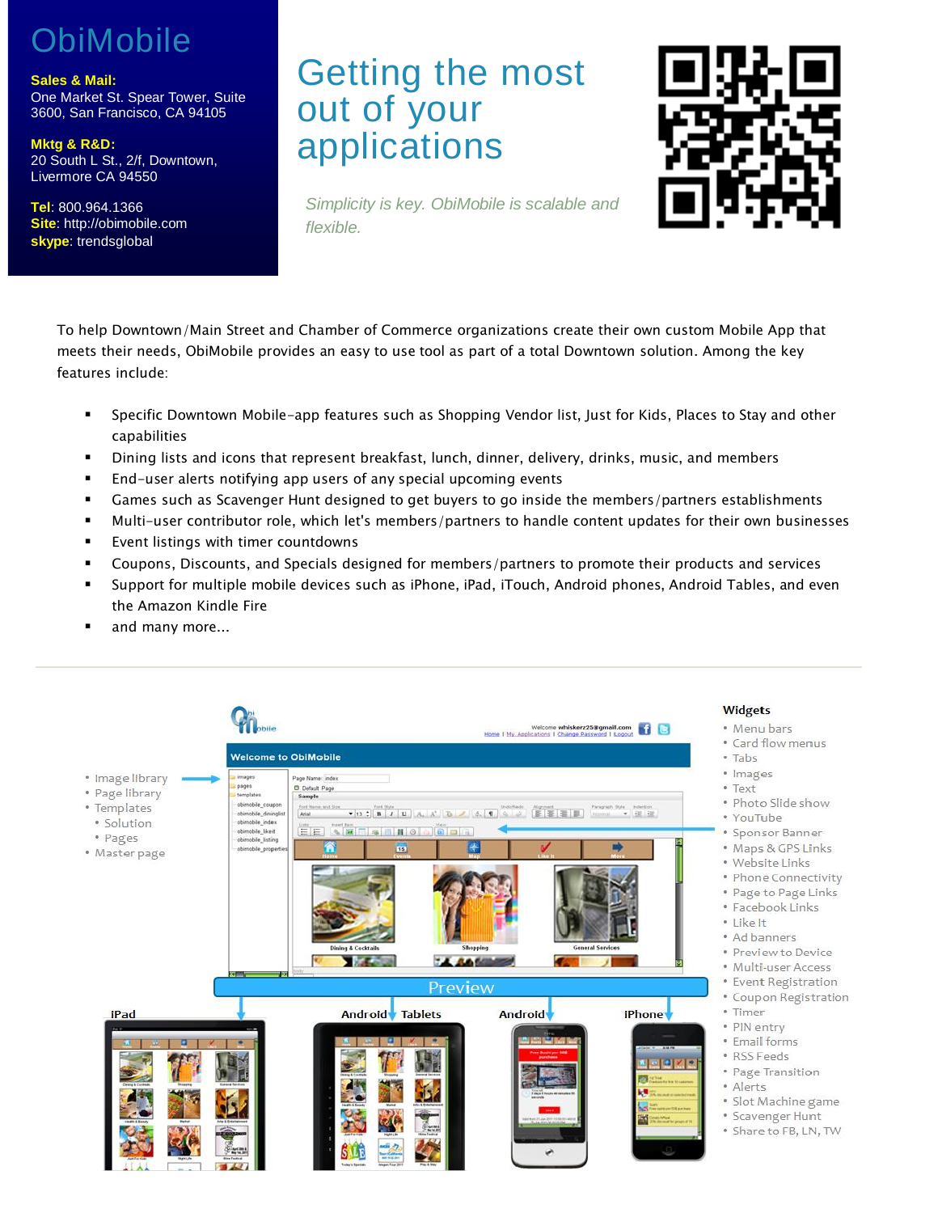# ObiMobile

**Sales & Mail:**
One Market St. Spear Tower, Suite 3600, San Francisco, CA 94105

**Mktg & R&D:**
20 South L St., 2/f, Downtown, Livermore CA 94550

**Tel**: 800.964.1366
**Site**: http://obimobile.com
**skype**: trendsglobal

# Getting the most out of your applications

*Simplicity is key. ObiMobile is scalable and flexible.*

To help Downtown/Main Street and Chamber of Commerce organizations create their own custom Mobile App that meets their needs, ObiMobile provides an easy to use tool as part of a total Downtown solution. Among the key features include:

- Specific Downtown Mobile-app features such as Shopping Vendor list, Just for Kids, Places to Stay and other capabilities
- Dining lists and icons that represent breakfast, lunch, dinner, delivery, drinks, music, and members
- End-user alerts notifying app users of any special upcoming events
- Games such as Scavenger Hunt designed to get buyers to go inside the members/partners establishments
- Multi-user contributor role, which let's members/partners to handle content updates for their own businesses
- Event listings with timer countdowns
- Coupons, Discounts, and Specials designed for members/partners to promote their products and services
- Support for multiple mobile devices such as iPhone, iPad, iTouch, Android phones, Android Tables, and even the Amazon Kindle Fire
- and many more...

---

- Image library
- Page library
- Templates
  - Solution
  - Pages
- Master page

Welcome to ObiMobile

Preview

iPad

Android Tablets

Android

iPhone

**Widgets**

- Menu bars
- Card flow menus
- Tabs
- Images
- Text
- Photo Slide show
- YouTube
- Sponsor Banner
- Maps & GPS Links
- Website Links
- Phone Connectivity
- Page to Page Links
- Facebook Links
- Like It
- Ad banners
- Preview to Device
- Multi-user Access
- Event Registration
- Coupon Registration
- Timer
- PIN entry
- Email forms
- RSS Feeds
- Page Transition
- Alerts
- Slot Machine game
- Scavenger Hunt
- Share to FB, LN, TW